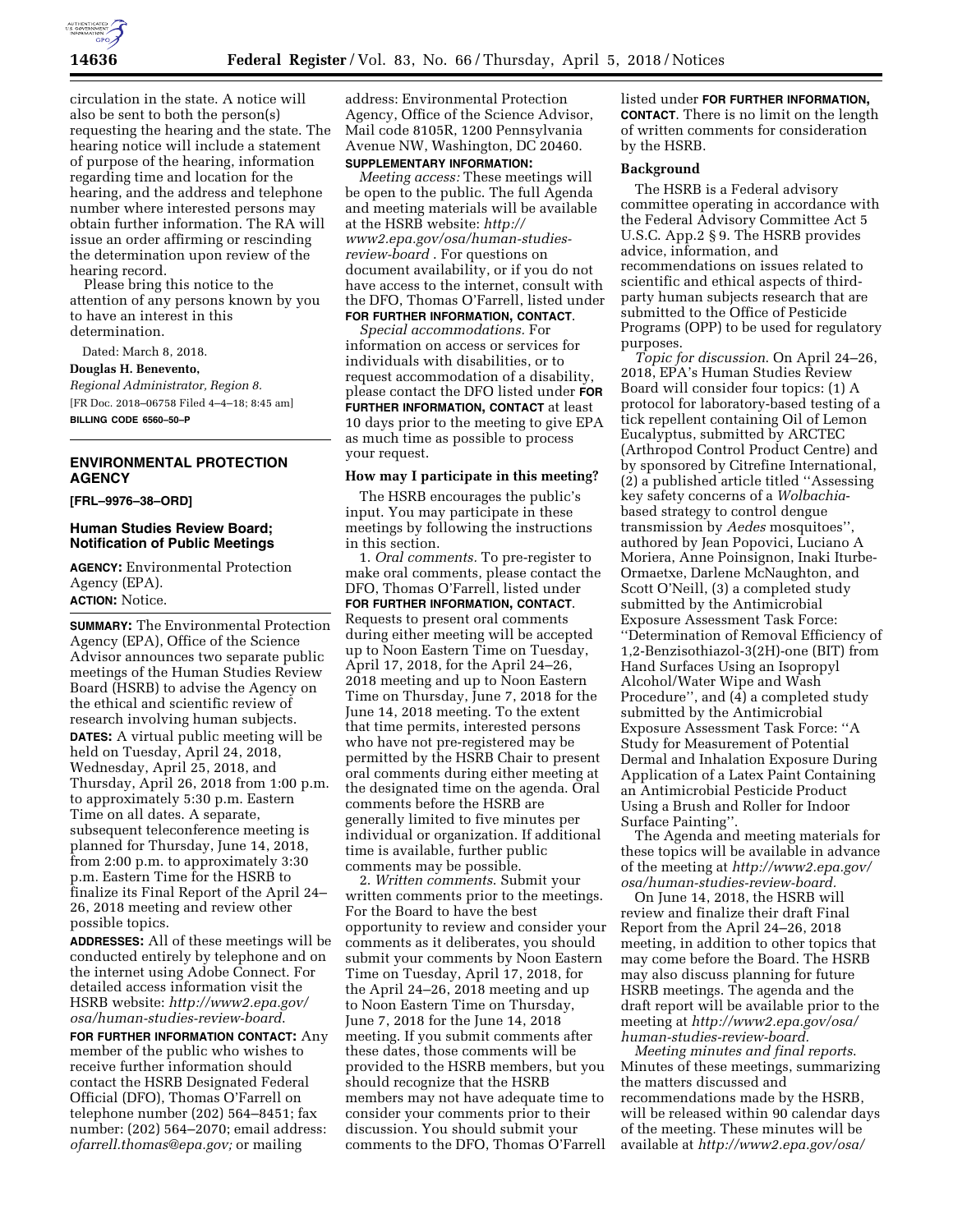circulation in the state. A notice will also be sent to both the person(s) requesting the hearing and the state. The hearing notice will include a statement of purpose of the hearing, information regarding time and location for the hearing, and the address and telephone number where interested persons may obtain further information. The RA will issue an order affirming or rescinding the determination upon review of the hearing record.

Please bring this notice to the attention of any persons known by you to have an interest in this determination.

Dated: March 8, 2018.

**Douglas H. Benevento,**

*Regional Administrator, Region 8.*

[FR Doc. 2018–06758 Filed 4–4–18; 8:45 am]

**BILLING CODE 6560–50–P**

## ENVIRONMENTAL PROTECTION AGENCY

**[FRL–9976–38–ORD]**

### Human Studies Review Board; Notification of Public Meetings

**AGENCY:** Environmental Protection Agency (EPA).

**ACTION:** Notice.

**SUMMARY:** The Environmental Protection Agency (EPA), Office of the Science Advisor announces two separate public meetings of the Human Studies Review Board (HSRB) to advise the Agency on the ethical and scientific review of research involving human subjects.

**DATES:** A virtual public meeting will be held on Tuesday, April 24, 2018, Wednesday, April 25, 2018, and Thursday, April 26, 2018 from 1:00 p.m. to approximately 5:30 p.m. Eastern Time on all dates. A separate, subsequent teleconference meeting is planned for Thursday, June 14, 2018, from 2:00 p.m. to approximately 3:30 p.m. Eastern Time for the HSRB to finalize its Final Report of the April 24–26, 2018 meeting and review other possible topics.

**ADDRESSES:** All of these meetings will be conducted entirely by telephone and on the internet using Adobe Connect. For detailed access information visit the HSRB website: *http://www2.epa.gov/osa/human-studies-review-board.*

**FOR FURTHER INFORMATION CONTACT:** Any member of the public who wishes to receive further information should contact the HSRB Designated Federal Official (DFO), Thomas O'Farrell on telephone number (202) 564–8451; fax number: (202) 564–2070; email address: *ofarrell.thomas@epa.gov;* or mailing address: Environmental Protection Agency, Office of the Science Advisor, Mail code 8105R, 1200 Pennsylvania Avenue NW, Washington, DC 20460.

**SUPPLEMENTARY INFORMATION:**

*Meeting access:* These meetings will be open to the public. The full Agenda and meeting materials will be available at the HSRB website: *http://www2.epa.gov/osa/human-studies-review-board* . For questions on document availability, or if you do not have access to the internet, consult with the DFO, Thomas O'Farrell, listed under **FOR FURTHER INFORMATION, CONTACT**.

*Special accommodations.* For information on access or services for individuals with disabilities, or to request accommodation of a disability, please contact the DFO listed under **FOR FURTHER INFORMATION, CONTACT** at least 10 days prior to the meeting to give EPA as much time as possible to process your request.

### How may I participate in this meeting?

The HSRB encourages the public's input. You may participate in these meetings by following the instructions in this section.

1. *Oral comments.* To pre-register to make oral comments, please contact the DFO, Thomas O'Farrell, listed under **FOR FURTHER INFORMATION, CONTACT**. Requests to present oral comments during either meeting will be accepted up to Noon Eastern Time on Tuesday, April 17, 2018, for the April 24–26, 2018 meeting and up to Noon Eastern Time on Thursday, June 7, 2018 for the June 14, 2018 meeting. To the extent that time permits, interested persons who have not pre-registered may be permitted by the HSRB Chair to present oral comments during either meeting at the designated time on the agenda. Oral comments before the HSRB are generally limited to five minutes per individual or organization. If additional time is available, further public comments may be possible.

2. *Written comments*. Submit your written comments prior to the meetings. For the Board to have the best opportunity to review and consider your comments as it deliberates, you should submit your comments by Noon Eastern Time on Tuesday, April 17, 2018, for the April 24–26, 2018 meeting and up to Noon Eastern Time on Thursday, June 7, 2018 for the June 14, 2018 meeting. If you submit comments after these dates, those comments will be provided to the HSRB members, but you should recognize that the HSRB members may not have adequate time to consider your comments prior to their discussion. You should submit your comments to the DFO, Thomas O'Farrell listed under **FOR FURTHER INFORMATION, CONTACT**. There is no limit on the length of written comments for consideration by the HSRB.

### Background

The HSRB is a Federal advisory committee operating in accordance with the Federal Advisory Committee Act 5 U.S.C. App.2 § 9. The HSRB provides advice, information, and recommendations on issues related to scientific and ethical aspects of third-party human subjects research that are submitted to the Office of Pesticide Programs (OPP) to be used for regulatory purposes.

*Topic for discussion.* On April 24–26, 2018, EPA's Human Studies Review Board will consider four topics: (1) A protocol for laboratory-based testing of a tick repellent containing Oil of Lemon Eucalyptus, submitted by ARCTEC (Arthropod Control Product Centre) and by sponsored by Citrefine International, (2) a published article titled ''Assessing key safety concerns of a *Wolbachia*-based strategy to control dengue transmission by *Aedes* mosquitoes'', authored by Jean Popovici, Luciano A Moriera, Anne Poinsignon, Inaki Iturbe-Ormaetxe, Darlene McNaughton, and Scott O'Neill, (3) a completed study submitted by the Antimicrobial Exposure Assessment Task Force: ''Determination of Removal Efficiency of 1,2-Benzisothiazol-3(2H)-one (BIT) from Hand Surfaces Using an Isopropyl Alcohol/Water Wipe and Wash Procedure'', and (4) a completed study submitted by the Antimicrobial Exposure Assessment Task Force: ''A Study for Measurement of Potential Dermal and Inhalation Exposure During Application of a Latex Paint Containing an Antimicrobial Pesticide Product Using a Brush and Roller for Indoor Surface Painting''.

The Agenda and meeting materials for these topics will be available in advance of the meeting at *http://www2.epa.gov/osa/human-studies-review-board.*

On June 14, 2018, the HSRB will review and finalize their draft Final Report from the April 24–26, 2018 meeting, in addition to other topics that may come before the Board. The HSRB may also discuss planning for future HSRB meetings. The agenda and the draft report will be available prior to the meeting at *http://www2.epa.gov/osa/human-studies-review-board.*

*Meeting minutes and final reports*. Minutes of these meetings, summarizing the matters discussed and recommendations made by the HSRB, will be released within 90 calendar days of the meeting. These minutes will be available at *http://www2.epa.gov/osa/*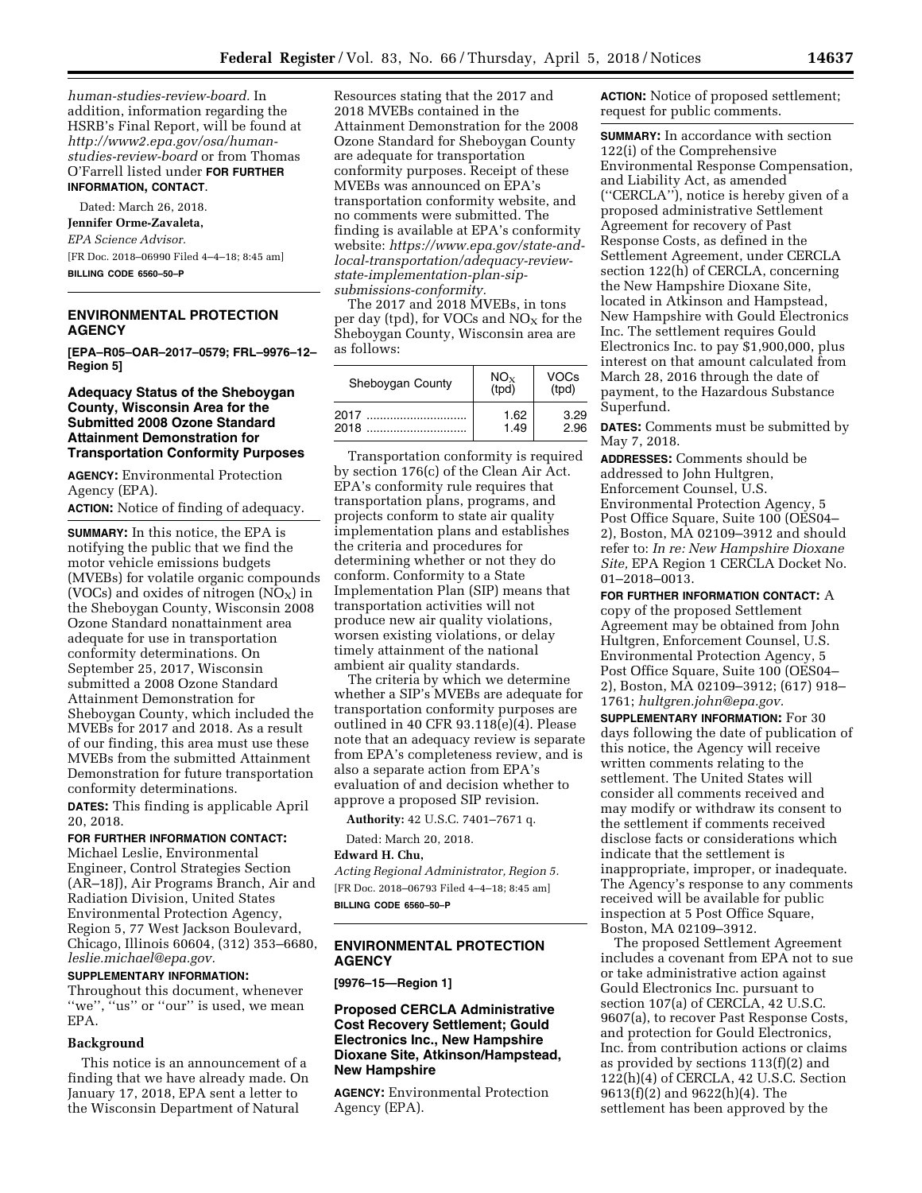*human-studies-review-board.* In addition, information regarding the HSRB's Final Report, will be found at *http://www2.epa.gov/osa/human-studies-review-board* or from Thomas O'Farrell listed under **FOR FURTHER INFORMATION, CONTACT**.

Dated: March 26, 2018.

**Jennifer Orme-Zavaleta,**

*EPA Science Advisor.*

[FR Doc. 2018–06990 Filed 4–4–18; 8:45 am]

**BILLING CODE 6560–50–P**

## ENVIRONMENTAL PROTECTION AGENCY

**[EPA–R05–OAR–2017–0579; FRL–9976–12–Region 5]**

### Adequacy Status of the Sheboygan County, Wisconsin Area for the Submitted 2008 Ozone Standard Attainment Demonstration for Transportation Conformity Purposes

**AGENCY:** Environmental Protection Agency (EPA).

**ACTION:** Notice of finding of adequacy.

**SUMMARY:** In this notice, the EPA is notifying the public that we find the motor vehicle emissions budgets (MVEBs) for volatile organic compounds (VOCs) and oxides of nitrogen ($NO_X$) in the Sheboygan County, Wisconsin 2008 Ozone Standard nonattainment area adequate for use in transportation conformity determinations. On September 25, 2017, Wisconsin submitted a 2008 Ozone Standard Attainment Demonstration for Sheboygan County, which included the MVEBs for 2017 and 2018. As a result of our finding, this area must use these MVEBs from the submitted Attainment Demonstration for future transportation conformity determinations.

**DATES:** This finding is applicable April 20, 2018.

**FOR FURTHER INFORMATION CONTACT:** Michael Leslie, Environmental Engineer, Control Strategies Section (AR–18J), Air Programs Branch, Air and Radiation Division, United States Environmental Protection Agency, Region 5, 77 West Jackson Boulevard, Chicago, Illinois 60604, (312) 353–6680, *leslie.michael@epa.gov.*

**SUPPLEMENTARY INFORMATION:** Throughout this document, whenever "we", "us" or "our" is used, we mean EPA.

**Background**

This notice is an announcement of a finding that we have already made. On January 17, 2018, EPA sent a letter to the Wisconsin Department of Natural Resources stating that the 2017 and 2018 MVEBs contained in the Attainment Demonstration for the 2008 Ozone Standard for Sheboygan County are adequate for transportation conformity purposes. Receipt of these MVEBs was announced on EPA's transportation conformity website, and no comments were submitted. The finding is available at EPA's conformity website: *https://www.epa.gov/state-and-local-transportation/adequacy-review-state-implementation-plan-sip-submissions-conformity.*

The 2017 and 2018 MVEBs, in tons per day (tpd), for VOCs and $NO_X$ for the Sheboygan County, Wisconsin area are as follows:

| Sheboygan County | $NO_X$ (tpd) | VOCs (tpd) |
|---|---|---|
| 2017 | 1.62 | 3.29 |
| 2018 | 1.49 | 2.96 |

Transportation conformity is required by section 176(c) of the Clean Air Act. EPA's conformity rule requires that transportation plans, programs, and projects conform to state air quality implementation plans and establishes the criteria and procedures for determining whether or not they do conform. Conformity to a State Implementation Plan (SIP) means that transportation activities will not produce new air quality violations, worsen existing violations, or delay timely attainment of the national ambient air quality standards.

The criteria by which we determine whether a SIP's MVEBs are adequate for transportation conformity purposes are outlined in 40 CFR 93.118(e)(4). Please note that an adequacy review is separate from EPA's completeness review, and is also a separate action from EPA's evaluation of and decision whether to approve a proposed SIP revision.

**Authority:** 42 U.S.C. 7401–7671 q.

Dated: March 20, 2018.

**Edward H. Chu,**

*Acting Regional Administrator, Region 5.*

[FR Doc. 2018–06793 Filed 4–4–18; 8:45 am]

**BILLING CODE 6560–50–P**

## ENVIRONMENTAL PROTECTION AGENCY

**[9976–15—Region 1]**

### Proposed CERCLA Administrative Cost Recovery Settlement; Gould Electronics Inc., New Hampshire Dioxane Site, Atkinson/Hampstead, New Hampshire

**AGENCY:** Environmental Protection Agency (EPA).

**ACTION:** Notice of proposed settlement; request for public comments.

**SUMMARY:** In accordance with section 122(i) of the Comprehensive Environmental Response Compensation, and Liability Act, as amended ("CERCLA"), notice is hereby given of a proposed administrative Settlement Agreement for recovery of Past Response Costs, as defined in the Settlement Agreement, under CERCLA section 122(h) of CERCLA, concerning the New Hampshire Dioxane Site, located in Atkinson and Hampstead, New Hampshire with Gould Electronics Inc. The settlement requires Gould Electronics Inc. to pay $1,900,000, plus interest on that amount calculated from March 28, 2016 through the date of payment, to the Hazardous Substance Superfund.

**DATES:** Comments must be submitted by May 7, 2018.

**ADDRESSES:** Comments should be addressed to John Hultgren, Enforcement Counsel, U.S. Environmental Protection Agency, 5 Post Office Square, Suite 100 (OES04–2), Boston, MA 02109–3912 and should refer to: *In re: New Hampshire Dioxane Site,* EPA Region 1 CERCLA Docket No. 01–2018–0013.

**FOR FURTHER INFORMATION CONTACT:** A copy of the proposed Settlement Agreement may be obtained from John Hultgren, Enforcement Counsel, U.S. Environmental Protection Agency, 5 Post Office Square, Suite 100 (OES04–2), Boston, MA 02109–3912; (617) 918–1761; *hultgren.john@epa.gov.*

**SUPPLEMENTARY INFORMATION:** For 30 days following the date of publication of this notice, the Agency will receive written comments relating to the settlement. The United States will consider all comments received and may modify or withdraw its consent to the settlement if comments received disclose facts or considerations which indicate that the settlement is inappropriate, improper, or inadequate. The Agency's response to any comments received will be available for public inspection at 5 Post Office Square, Boston, MA 02109–3912.

The proposed Settlement Agreement includes a covenant from EPA not to sue or take administrative action against Gould Electronics Inc. pursuant to section 107(a) of CERCLA, 42 U.S.C. 9607(a), to recover Past Response Costs, and protection for Gould Electronics, Inc. from contribution actions or claims as provided by sections 113(f)(2) and 122(h)(4) of CERCLA, 42 U.S.C. Section 9613(f)(2) and 9622(h)(4). The settlement has been approved by the